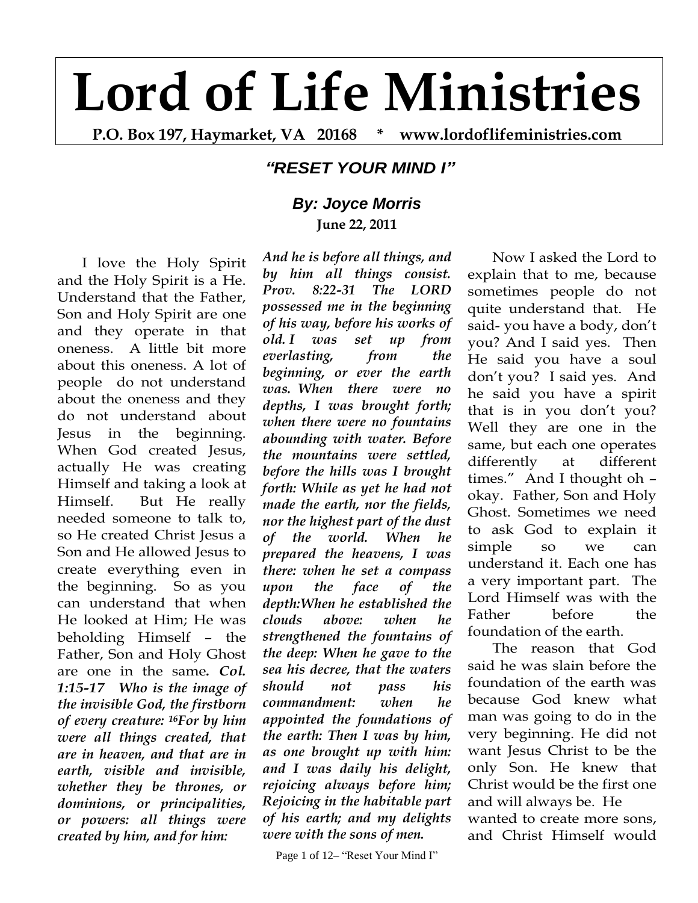# Lord of Life Ministries

**P.O. Box 197, Haymarket, VA 20168 * www.lordoflifeministries.com**

## *"RESET YOUR MIND I"*

### *By: Joyce Morris*

**June 22, 2011**

I love the Holy Spirit and the Holy Spirit is a He. Understand that the Father, Son and Holy Spirit are one and they operate in that oneness. A little bit more about this oneness. A lot of people do not understand about the oneness and they do not understand about Jesus in the beginning. When God created Jesus, actually He was creating Himself and taking a look at Himself. But He really needed someone to talk to, so He created Christ Jesus a Son and He allowed Jesus to create everything even in the beginning. So as you can understand that when He looked at Him; He was beholding Himself – the Father, Son and Holy Ghost are one in the same. ***Col. 1:15-17 Who is the image of the invisible God, the firstborn of every creature: 16For by him were all things created, that are in heaven, and that are in earth, visible and invisible, whether they be thrones, or dominions, or principalities, or powers: all things were created by him, and for him: And he is before all things, and by him all things consist. Prov. 8:22-31 The LORD possessed me in the beginning of his way, before his works of old. I was set up from everlasting, from the beginning, or ever the earth was. When there were no depths, I was brought forth; when there were no fountains abounding with water. Before the mountains were settled, before the hills was I brought forth: While as yet he had not made the earth, nor the fields, nor the highest part of the dust of the world. When he prepared the heavens, I was there: when he set a compass upon the face of the depth:When he established the clouds above: when he strengthened the fountains of the deep: When he gave to the sea his decree, that the waters should not pass his commandment: when he appointed the foundations of the earth: Then I was by him, as one brought up with him: and I was daily his delight, rejoicing always before him; Rejoicing in the habitable part of his earth; and my delights were with the sons of men.***

Now I asked the Lord to explain that to me, because sometimes people do not quite understand that. He said- you have a body, don't you? And I said yes. Then He said you have a soul don't you? I said yes. And he said you have a spirit that is in you don't you? Well they are one in the same, but each one operates differently at different times." And I thought oh – okay. Father, Son and Holy Ghost. Sometimes we need to ask God to explain it simple so we can understand it. Each one has a very important part. The Lord Himself was with the Father before the foundation of the earth.

The reason that God said he was slain before the foundation of the earth was because God knew what man was going to do in the very beginning. He did not want Jesus Christ to be the only Son. He knew that Christ would be the first one and will always be. He wanted to create more sons, and Christ Himself would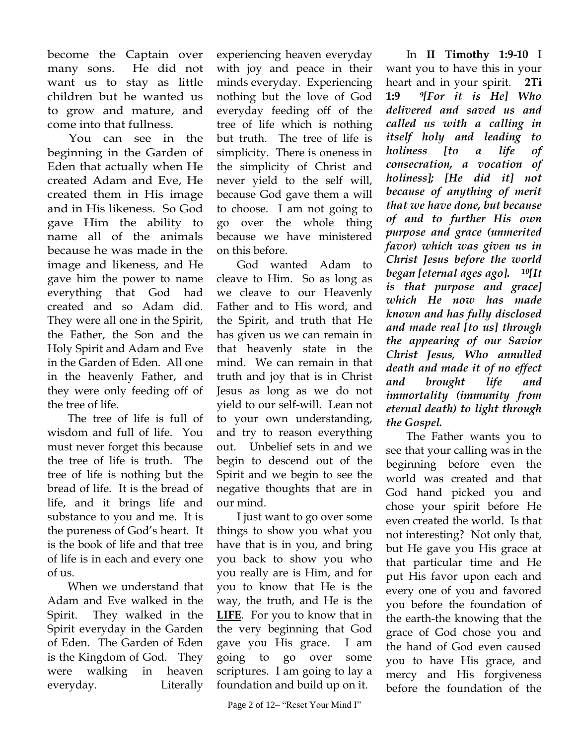become the Captain over many sons. He did not want us to stay as little children but he wanted us to grow and mature, and come into that fullness.

You can see in the beginning in the Garden of Eden that actually when He created Adam and Eve, He created them in His image and in His likeness. So God gave Him the ability to name all of the animals because he was made in the image and likeness, and He gave him the power to name everything that God had created and so Adam did. They were all one in the Spirit, the Father, the Son and the Holy Spirit and Adam and Eve in the Garden of Eden. All one in the heavenly Father, and they were only feeding off of the tree of life.

The tree of life is full of wisdom and full of life. You must never forget this because the tree of life is truth. The tree of life is nothing but the bread of life. It is the bread of life, and it brings life and substance to you and me. It is the pureness of God's heart. It is the book of life and that tree of life is in each and every one of us.

When we understand that Adam and Eve walked in the Spirit. They walked in the Spirit everyday in the Garden of Eden. The Garden of Eden is the Kingdom of God. They were walking in heaven everyday. Literally experiencing heaven everyday with joy and peace in their minds everyday. Experiencing nothing but the love of God everyday feeding off of the tree of life which is nothing but truth. The tree of life is simplicity. There is oneness in the simplicity of Christ and never yield to the self will, because God gave them a will to choose. I am not going to go over the whole thing because we have ministered on this before.

God wanted Adam to cleave to Him. So as long as we cleave to our Heavenly Father and to His word, and the Spirit, and truth that He has given us we can remain in that heavenly state in the mind. We can remain in that truth and joy that is in Christ Jesus as long as we do not yield to our self-will. Lean not to your own understanding, and try to reason everything out. Unbelief sets in and we begin to descend out of the Spirit and we begin to see the negative thoughts that are in our mind.

I just want to go over some things to show you what you have that is in you, and bring you back to show you who you really are is Him, and for you to know that He is the way, the truth, and He is the **<u>LIFE</u>**. For you to know that in the very beginning that God gave you His grace. I am going to go over some scriptures. I am going to lay a foundation and build up on it.

In **II Timothy 1:9-10** I want you to have this in your heart and in your spirit. **2Ti 1:9** ***[9] [For it is He] Who delivered and saved us and called us with a calling in itself holy and leading to holiness [to a life of consecration, a vocation of holiness]; [He did it] not because of anything of merit that we have done, but because of and to further His own purpose and grace (unmerited favor) which was given us in Christ Jesus before the world began [eternal ages ago]. [10] [It is that purpose and grace] which He now has made known and has fully disclosed and made real [to us] through the appearing of our Savior Christ Jesus, Who annulled death and made it of no effect and brought life and immortality (immunity from eternal death) to light through the Gospel.***

The Father wants you to see that your calling was in the beginning before even the world was created and that God hand picked you and chose your spirit before He even created the world. Is that not interesting? Not only that, but He gave you His grace at that particular time and He put His favor upon each and every one of you and favored you before the foundation of the earth-the knowing that the grace of God chose you and the hand of God even caused you to have His grace, and mercy and His forgiveness before the foundation of the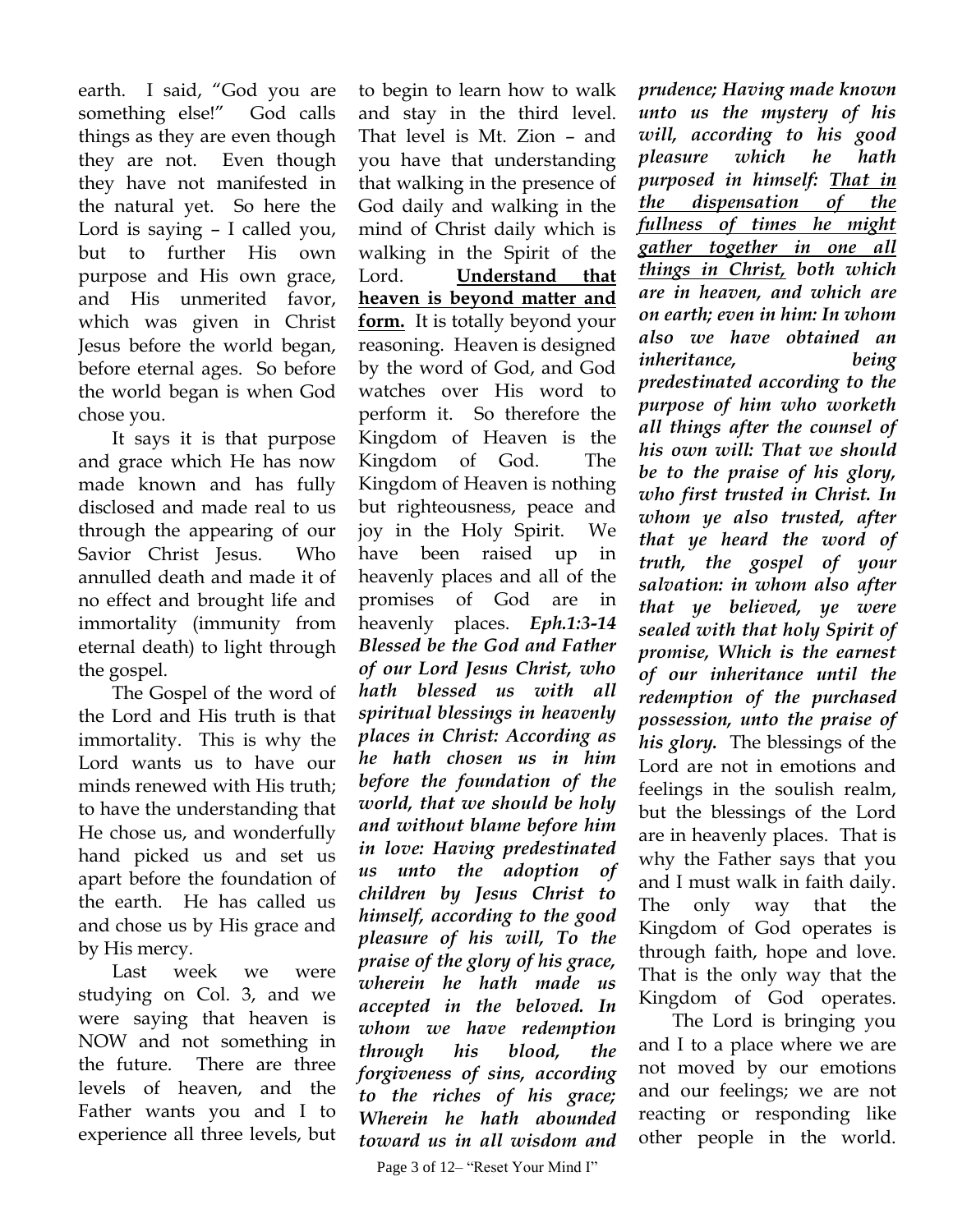earth. I said, "God you are something else!" God calls things as they are even though they are not. Even though they have not manifested in the natural yet. So here the Lord is saying – I called you, but to further His own purpose and His own grace, and His unmerited favor, which was given in Christ Jesus before the world began, before eternal ages. So before the world began is when God chose you.

It says it is that purpose and grace which He has now made known and has fully disclosed and made real to us through the appearing of our Savior Christ Jesus. Who annulled death and made it of no effect and brought life and immortality (immunity from eternal death) to light through the gospel.

The Gospel of the word of the Lord and His truth is that immortality. This is why the Lord wants us to have our minds renewed with His truth; to have the understanding that He chose us, and wonderfully hand picked us and set us apart before the foundation of the earth. He has called us and chose us by His grace and by His mercy.

Last week we were studying on Col. 3, and we were saying that heaven is NOW and not something in the future. There are three levels of heaven, and the Father wants you and I to experience all three levels, but to begin to learn how to walk and stay in the third level. That level is Mt. Zion – and you have that understanding that walking in the presence of God daily and walking in the mind of Christ daily which is walking in the Spirit of the Lord. **Understand that heaven is beyond matter and form.** It is totally beyond your reasoning. Heaven is designed by the word of God, and God watches over His word to perform it. So therefore the Kingdom of Heaven is the Kingdom of God. The Kingdom of Heaven is nothing but righteousness, peace and joy in the Holy Spirit. We have been raised up in heavenly places and all of the promises of God are in heavenly places. ***Eph.1:3-14 Blessed be the God and Father of our Lord Jesus Christ, who hath blessed us with all spiritual blessings in heavenly places in Christ: According as he hath chosen us in him before the foundation of the world, that we should be holy and without blame before him in love: Having predestinated us unto the adoption of children by Jesus Christ to himself, according to the good pleasure of his will, To the praise of the glory of his grace, wherein he hath made us accepted in the beloved. In whom we have redemption through his blood, the forgiveness of sins, according to the riches of his grace; Wherein he hath abounded toward us in all wisdom and prudence; Having made known unto us the mystery of his will, according to his good pleasure which he hath purposed in himself: <u>That in the dispensation of the fullness of times he might gather together in one all things in Christ,</u> both which are in heaven, and which are on earth; even in him: In whom also we have obtained an inheritance, being predestinated according to the purpose of him who worketh all things after the counsel of his own will: That we should be to the praise of his glory, who first trusted in Christ. In whom ye also trusted, after that ye heard the word of truth, the gospel of your salvation: in whom also after that ye believed, ye were sealed with that holy Spirit of promise, Which is the earnest of our inheritance until the redemption of the purchased possession, unto the praise of his glory.*** The blessings of the Lord are not in emotions and feelings in the soulish realm, but the blessings of the Lord are in heavenly places. That is why the Father says that you and I must walk in faith daily. The only way that the Kingdom of God operates is through faith, hope and love. That is the only way that the Kingdom of God operates.

The Lord is bringing you and I to a place where we are not moved by our emotions and our feelings; we are not reacting or responding like other people in the world.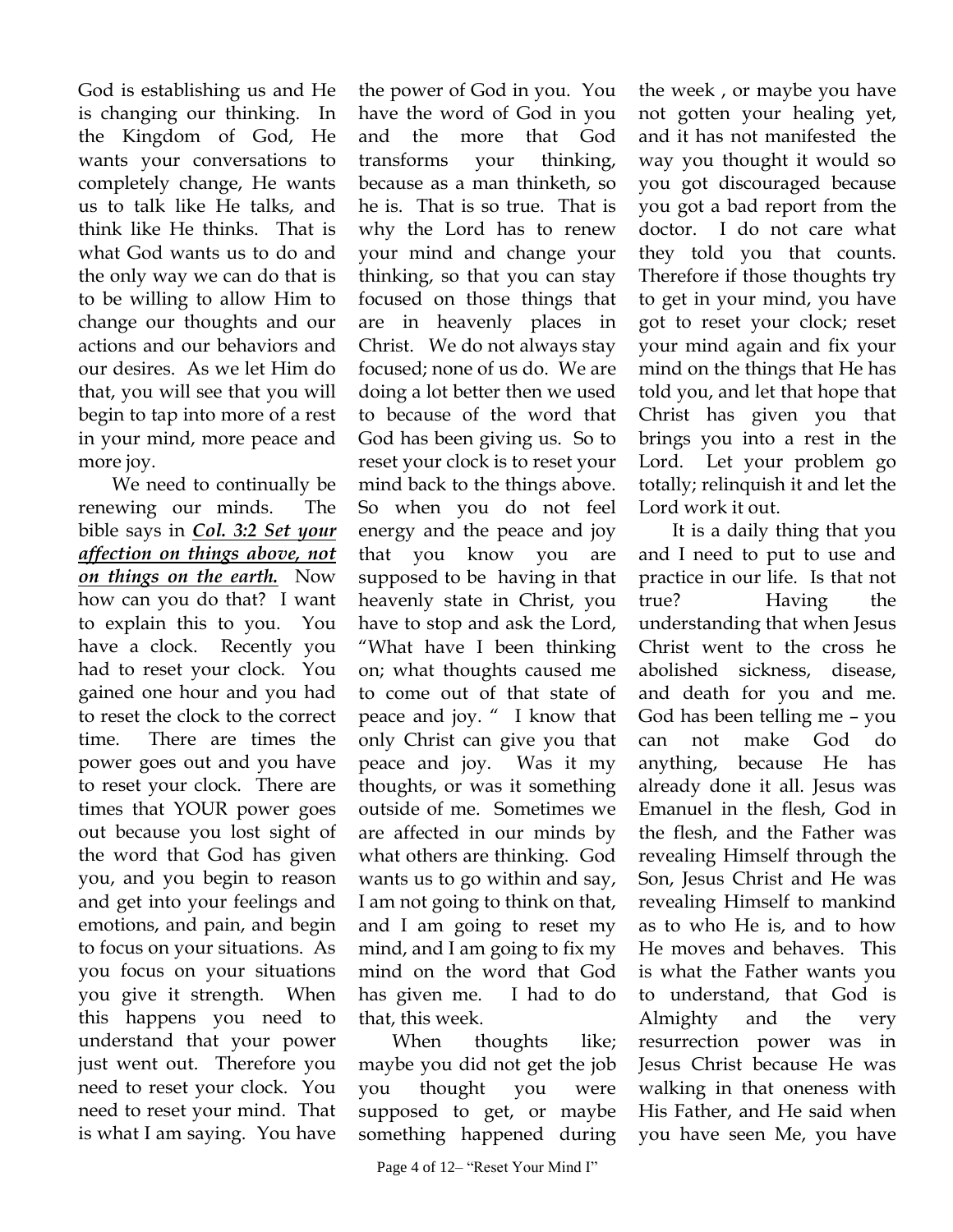God is establishing us and He is changing our thinking. In the Kingdom of God, He wants your conversations to completely change, He wants us to talk like He talks, and think like He thinks. That is what God wants us to do and the only way we can do that is to be willing to allow Him to change our thoughts and our actions and our behaviors and our desires. As we let Him do that, you will see that you will begin to tap into more of a rest in your mind, more peace and more joy.

We need to continually be renewing our minds. The bible says in ***<u>Col. 3:2 Set your affection on things above, not on things on the earth.</u>*** Now how can you do that? I want to explain this to you. You have a clock. Recently you had to reset your clock. You gained one hour and you had to reset the clock to the correct time. There are times the power goes out and you have to reset your clock. There are times that YOUR power goes out because you lost sight of the word that God has given you, and you begin to reason and get into your feelings and emotions, and pain, and begin to focus on your situations. As you focus on your situations you give it strength. When this happens you need to understand that your power just went out. Therefore you need to reset your clock. You need to reset your mind. That is what I am saying. You have the power of God in you. You have the word of God in you and the more that God transforms your thinking, because as a man thinketh, so he is. That is so true. That is why the Lord has to renew your mind and change your thinking, so that you can stay focused on those things that are in heavenly places in Christ. We do not always stay focused; none of us do. We are doing a lot better then we used to because of the word that God has been giving us. So to reset your clock is to reset your mind back to the things above. So when you do not feel energy and the peace and joy that you know you are supposed to be having in that heavenly state in Christ, you have to stop and ask the Lord, "What have I been thinking on; what thoughts caused me to come out of that state of peace and joy. " I know that only Christ can give you that peace and joy. Was it my thoughts, or was it something outside of me. Sometimes we are affected in our minds by what others are thinking. God wants us to go within and say, I am not going to think on that, and I am going to reset my mind, and I am going to fix my mind on the word that God has given me. I had to do that, this week.

When thoughts like; maybe you did not get the job you thought you were supposed to get, or maybe something happened during the week , or maybe you have not gotten your healing yet, and it has not manifested the way you thought it would so you got discouraged because you got a bad report from the doctor. I do not care what they told you that counts. Therefore if those thoughts try to get in your mind, you have got to reset your clock; reset your mind again and fix your mind on the things that He has told you, and let that hope that Christ has given you that brings you into a rest in the Lord. Let your problem go totally; relinquish it and let the Lord work it out.

It is a daily thing that you and I need to put to use and practice in our life. Is that not true? Having the understanding that when Jesus Christ went to the cross he abolished sickness, disease, and death for you and me. God has been telling me – you can not make God do anything, because He has already done it all. Jesus was Emanuel in the flesh, God in the flesh, and the Father was revealing Himself through the Son, Jesus Christ and He was revealing Himself to mankind as to who He is, and to how He moves and behaves. This is what the Father wants you to understand, that God is Almighty and the very resurrection power was in Jesus Christ because He was walking in that oneness with His Father, and He said when you have seen Me, you have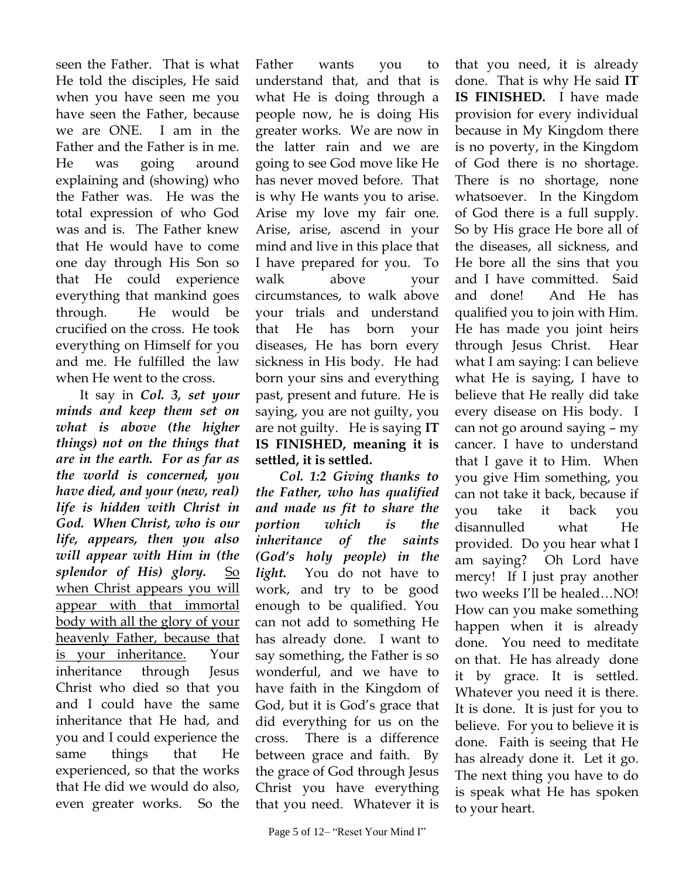seen the Father. That is what He told the disciples, He said when you have seen me you have seen the Father, because we are ONE. I am in the Father and the Father is in me. He was going around explaining and (showing) who the Father was. He was the total expression of who God was and is. The Father knew that He would have to come one day through His Son so that He could experience everything that mankind goes through. He would be crucified on the cross. He took everything on Himself for you and me. He fulfilled the law when He went to the cross.

It say in ***Col. 3, set your minds and keep them set on what is above (the higher things) not on the things that are in the earth. For as far as the world is concerned, you have died, and your (new, real) life is hidden with Christ in God. When Christ, who is our life, appears, then you also will appear with Him in (the splendor of His) glory.*** <u>So when Christ appears you will appear with that immortal body with all the glory of your heavenly Father, because that is your inheritance.</u> Your inheritance through Jesus Christ who died so that you and I could have the same inheritance that He had, and you and I could experience the same things that He experienced, so that the works that He did we would do also, even greater works. So the Father wants you to understand that, and that is what He is doing through a people now, he is doing His greater works. We are now in the latter rain and we are going to see God move like He has never moved before. That is why He wants you to arise. Arise my love my fair one. Arise, arise, ascend in your mind and live in this place that I have prepared for you. To walk above your circumstances, to walk above your trials and understand that He has born your diseases, He has born every sickness in His body. He had born your sins and everything past, present and future. He is saying, you are not guilty, you are not guilty. He is saying **IT IS FINISHED, meaning it is settled, it is settled.**

***Col. 1:2 Giving thanks to the Father, who has qualified and made us fit to share the portion which is the inheritance of the saints (God's holy people) in the light.*** You do not have to work, and try to be good enough to be qualified. You can not add to something He has already done. I want to say something, the Father is so wonderful, and we have to have faith in the Kingdom of God, but it is God's grace that did everything for us on the cross. There is a difference between grace and faith. By the grace of God through Jesus Christ you have everything that you need. Whatever it is that you need, it is already done. That is why He said **IT IS FINISHED.** I have made provision for every individual because in My Kingdom there is no poverty, in the Kingdom of God there is no shortage. There is no shortage, none whatsoever. In the Kingdom of God there is a full supply. So by His grace He bore all of the diseases, all sickness, and He bore all the sins that you and I have committed. Said and done! And He has qualified you to join with Him. He has made you joint heirs through Jesus Christ. Hear what I am saying: I can believe what He is saying, I have to believe that He really did take every disease on His body. I can not go around saying – my cancer. I have to understand that I gave it to Him. When you give Him something, you can not take it back, because if you take it back you disannulled what He provided. Do you hear what I am saying? Oh Lord have mercy! If I just pray another two weeks I'll be healed…NO! How can you make something happen when it is already done. You need to meditate on that. He has already done it by grace. It is settled. Whatever you need it is there. It is done. It is just for you to believe. For you to believe it is done. Faith is seeing that He has already done it. Let it go. The next thing you have to do is speak what He has spoken to your heart.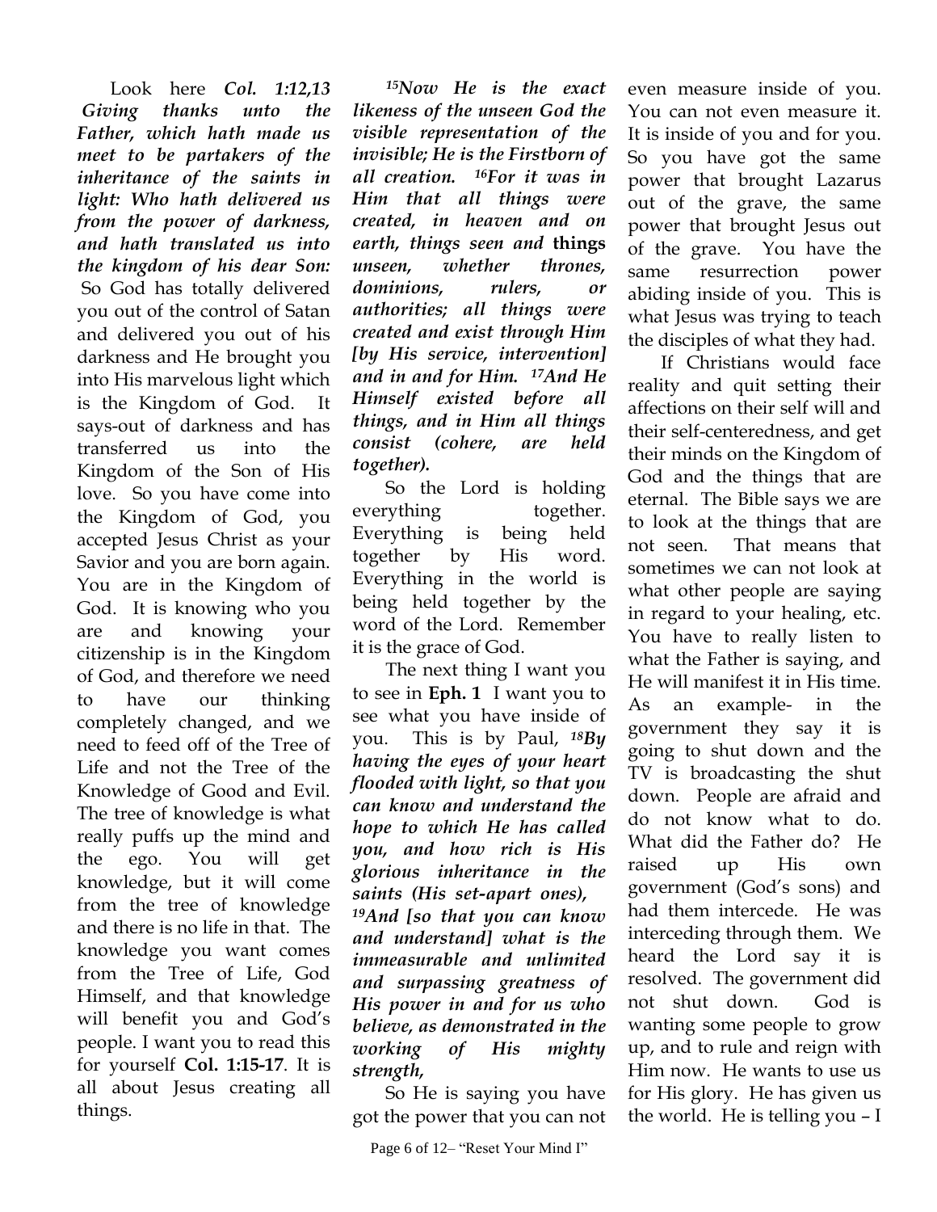Look here ***Col. 1:12,13*** ***Giving thanks unto the Father, which hath made us meet to be partakers of the inheritance of the saints in light: Who hath delivered us from the power of darkness, and hath translated us into the kingdom of his dear Son:*** So God has totally delivered you out of the control of Satan and delivered you out of his darkness and He brought you into His marvelous light which is the Kingdom of God. It says-out of darkness and has transferred us into the Kingdom of the Son of His love. So you have come into the Kingdom of God, you accepted Jesus Christ as your Savior and you are born again. You are in the Kingdom of God. It is knowing who you are and knowing your citizenship is in the Kingdom of God, and therefore we need to have our thinking completely changed, and we need to feed off of the Tree of Life and not the Tree of the Knowledge of Good and Evil. The tree of knowledge is what really puffs up the mind and the ego. You will get knowledge, but it will come from the tree of knowledge and there is no life in that. The knowledge you want comes from the Tree of Life, God Himself, and that knowledge will benefit you and God's people. I want you to read this for yourself **Col. 1:15-17**. It is all about Jesus creating all things.

***15Now He is the exact likeness of the unseen God the visible representation of the invisible; He is the Firstborn of all creation. 16For it was in Him that all things were created, in heaven and on earth, things seen and* things *unseen, whether thrones, dominions, rulers, or authorities; all things were created and exist through Him [by His service, intervention] and in and for Him. 17And He Himself existed before all things, and in Him all things consist (cohere, are held together).***

So the Lord is holding everything together. Everything is being held together by His word. Everything in the world is being held together by the word of the Lord. Remember it is the grace of God.

The next thing I want you to see in **Eph. 1** I want you to see what you have inside of you. This is by Paul, ***18By having the eyes of your heart flooded with light, so that you can know and understand the hope to which He has called you, and how rich is His glorious inheritance in the saints (His set-apart ones), 19And [so that you can know and understand] what is the immeasurable and unlimited and surpassing greatness of His power in and for us who believe, as demonstrated in the working of His mighty strength,***

So He is saying you have got the power that you can not even measure inside of you. You can not even measure it. It is inside of you and for you. So you have got the same power that brought Lazarus out of the grave, the same power that brought Jesus out of the grave. You have the same resurrection power abiding inside of you. This is what Jesus was trying to teach the disciples of what they had.

If Christians would face reality and quit setting their affections on their self will and their self-centeredness, and get their minds on the Kingdom of God and the things that are eternal. The Bible says we are to look at the things that are not seen. That means that sometimes we can not look at what other people are saying in regard to your healing, etc. You have to really listen to what the Father is saying, and He will manifest it in His time. As an example- in the government they say it is going to shut down and the TV is broadcasting the shut down. People are afraid and do not know what to do. What did the Father do? He raised up His own government (God's sons) and had them intercede. He was interceding through them. We heard the Lord say it is resolved. The government did not shut down. God is wanting some people to grow up, and to rule and reign with Him now. He wants to use us for His glory. He has given us the world. He is telling you – I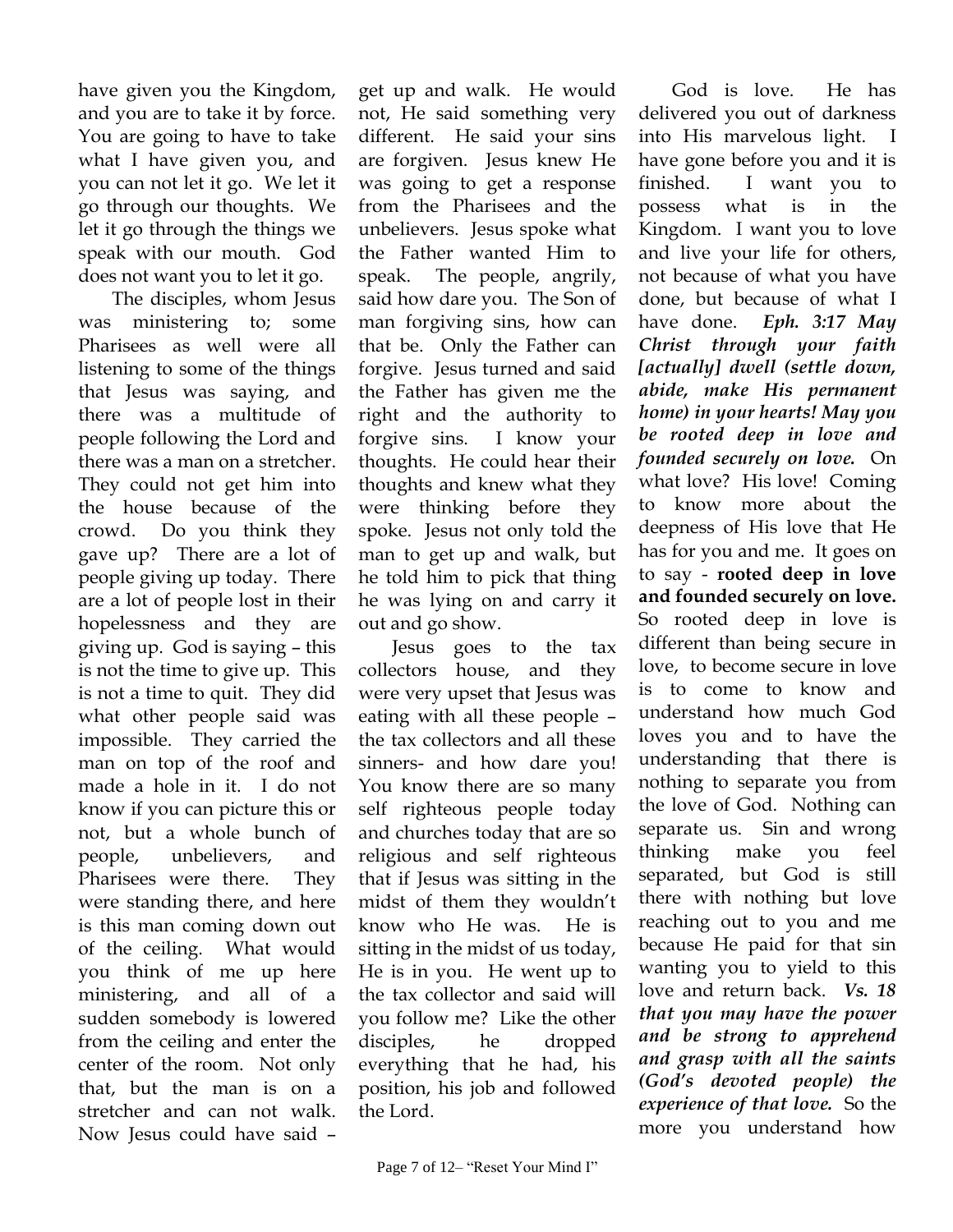have given you the Kingdom, and you are to take it by force. You are going to have to take what I have given you, and you can not let it go. We let it go through our thoughts. We let it go through the things we speak with our mouth. God does not want you to let it go.

The disciples, whom Jesus was ministering to; some Pharisees as well were all listening to some of the things that Jesus was saying, and there was a multitude of people following the Lord and there was a man on a stretcher. They could not get him into the house because of the crowd. Do you think they gave up? There are a lot of people giving up today. There are a lot of people lost in their hopelessness and they are giving up. God is saying – this is not the time to give up. This is not a time to quit. They did what other people said was impossible. They carried the man on top of the roof and made a hole in it. I do not know if you can picture this or not, but a whole bunch of people, unbelievers, and Pharisees were there. They were standing there, and here is this man coming down out of the ceiling. What would you think of me up here ministering, and all of a sudden somebody is lowered from the ceiling and enter the center of the room. Not only that, but the man is on a stretcher and can not walk. Now Jesus could have said – get up and walk. He would not, He said something very different. He said your sins are forgiven. Jesus knew He was going to get a response from the Pharisees and the unbelievers. Jesus spoke what the Father wanted Him to speak. The people, angrily, said how dare you. The Son of man forgiving sins, how can that be. Only the Father can forgive. Jesus turned and said the Father has given me the right and the authority to forgive sins. I know your thoughts. He could hear their thoughts and knew what they were thinking before they spoke. Jesus not only told the man to get up and walk, but he told him to pick that thing he was lying on and carry it out and go show.

Jesus goes to the tax collectors house, and they were very upset that Jesus was eating with all these people – the tax collectors and all these sinners- and how dare you! You know there are so many self righteous people today and churches today that are so religious and self righteous that if Jesus was sitting in the midst of them they wouldn't know who He was. He is sitting in the midst of us today, He is in you. He went up to the tax collector and said will you follow me? Like the other disciples, he dropped everything that he had, his position, his job and followed the Lord.

God is love. He has delivered you out of darkness into His marvelous light. I have gone before you and it is finished. I want you to possess what is in the Kingdom. I want you to love and live your life for others, not because of what you have done, but because of what I have done. ***Eph. 3:17 May Christ through your faith [actually] dwell (settle down, abide, make His permanent home) in your hearts! May you be rooted deep in love and founded securely on love.*** On what love? His love! Coming to know more about the deepness of His love that He has for you and me. It goes on to say - **rooted deep in love and founded securely on love.** So rooted deep in love is different than being secure in love, to become secure in love is to come to know and understand how much God loves you and to have the understanding that there is nothing to separate you from the love of God. Nothing can separate us. Sin and wrong thinking make you feel separated, but God is still there with nothing but love reaching out to you and me because He paid for that sin wanting you to yield to this love and return back. ***Vs. 18 that you may have the power and be strong to apprehend and grasp with all the saints (God's devoted people) the experience of that love.*** So the more you understand how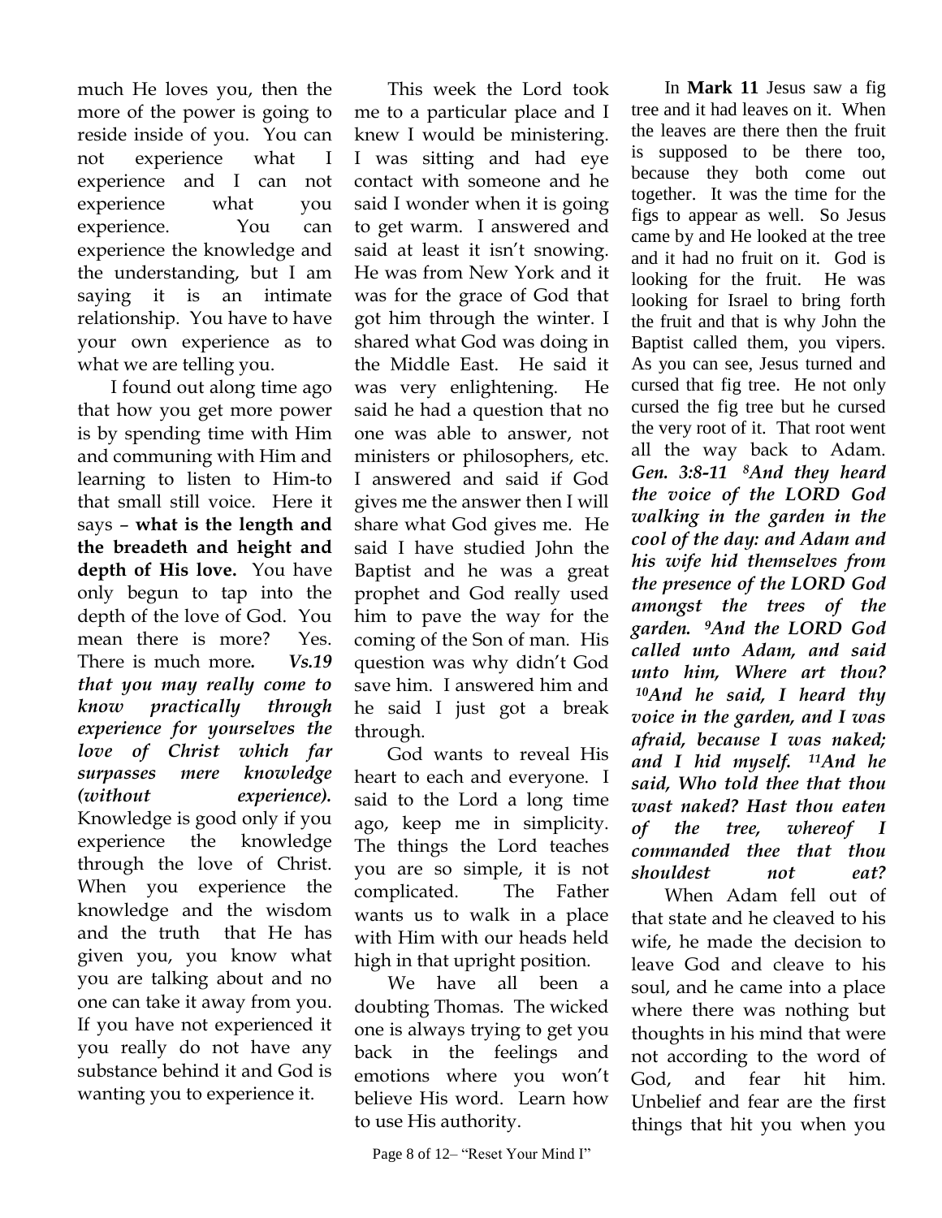much He loves you, then the more of the power is going to reside inside of you. You can not experience what I experience and I can not experience what you experience. You can experience the knowledge and the understanding, but I am saying it is an intimate relationship. You have to have your own experience as to what we are telling you.

I found out along time ago that how you get more power is by spending time with Him and communing with Him and learning to listen to Him-to that small still voice. Here it says – **what is the length and the breadeth and height and depth of His love.** You have only begun to tap into the depth of the love of God. You mean there is more? Yes. There is much more*.* ***Vs.19 that you may really come to know practically through experience for yourselves the love of Christ which far surpasses mere knowledge (without experience).*** Knowledge is good only if you experience the knowledge through the love of Christ. When you experience the knowledge and the wisdom and the truth that He has given you, you know what you are talking about and no one can take it away from you. If you have not experienced it you really do not have any substance behind it and God is wanting you to experience it.

This week the Lord took me to a particular place and I knew I would be ministering. I was sitting and had eye contact with someone and he said I wonder when it is going to get warm. I answered and said at least it isn't snowing. He was from New York and it was for the grace of God that got him through the winter. I shared what God was doing in the Middle East. He said it was very enlightening. He said he had a question that no one was able to answer, not ministers or philosophers, etc. I answered and said if God gives me the answer then I will share what God gives me. He said I have studied John the Baptist and he was a great prophet and God really used him to pave the way for the coming of the Son of man. His question was why didn't God save him. I answered him and he said I just got a break through.

God wants to reveal His heart to each and everyone. I said to the Lord a long time ago, keep me in simplicity. The things the Lord teaches you are so simple, it is not complicated. The Father wants us to walk in a place with Him with our heads held high in that upright position.

We have all been a doubting Thomas. The wicked one is always trying to get you back in the feelings and emotions where you won't believe His word. Learn how to use His authority.

In **Mark 11** Jesus saw a fig tree and it had leaves on it. When the leaves are there then the fruit is supposed to be there too, because they both come out together. It was the time for the figs to appear as well. So Jesus came by and He looked at the tree and it had no fruit on it. God is looking for the fruit. He was looking for Israel to bring forth the fruit and that is why John the Baptist called them, you vipers. As you can see, Jesus turned and cursed that fig tree. He not only cursed the fig tree but he cursed the very root of it. That root went all the way back to Adam. ***Gen. 3:8-11 8And they heard the voice of the LORD God walking in the garden in the cool of the day: and Adam and his wife hid themselves from the presence of the LORD God amongst the trees of the garden. 9And the LORD God called unto Adam, and said unto him, Where art thou? 10And he said, I heard thy voice in the garden, and I was afraid, because I was naked; and I hid myself. 11And he said, Who told thee that thou wast naked? Hast thou eaten of the tree, whereof I commanded thee that thou shouldest not eat?***

When Adam fell out of that state and he cleaved to his wife, he made the decision to leave God and cleave to his soul, and he came into a place where there was nothing but thoughts in his mind that were not according to the word of God, and fear hit him. Unbelief and fear are the first things that hit you when you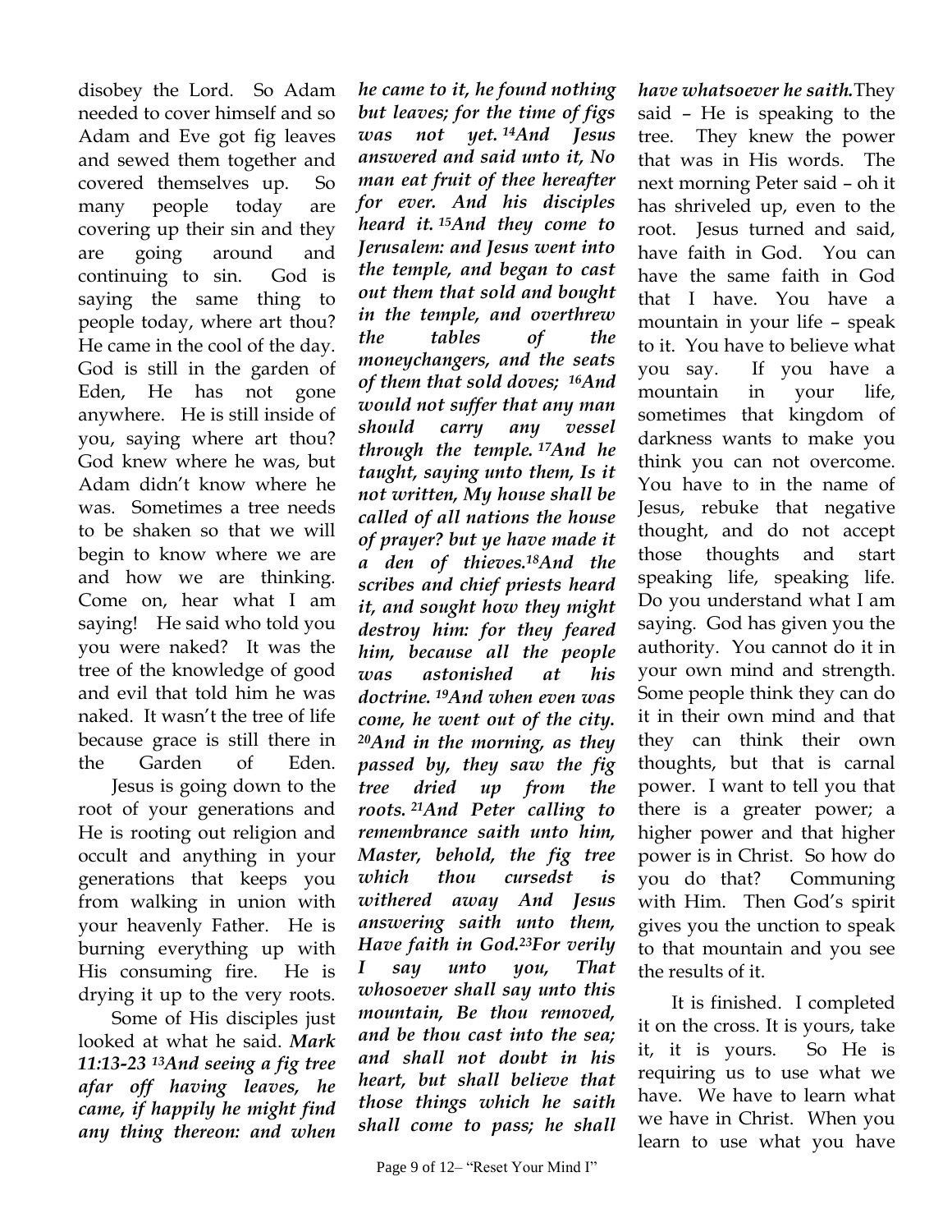disobey the Lord. So Adam needed to cover himself and so Adam and Eve got fig leaves and sewed them together and covered themselves up. So many people today are covering up their sin and they are going around and continuing to sin. God is saying the same thing to people today, where art thou? He came in the cool of the day. God is still in the garden of Eden, He has not gone anywhere. He is still inside of you, saying where art thou? God knew where he was, but Adam didn't know where he was. Sometimes a tree needs to be shaken so that we will begin to know where we are and how we are thinking. Come on, hear what I am saying! He said who told you you were naked? It was the tree of the knowledge of good and evil that told him he was naked. It wasn't the tree of life because grace is still there in the Garden of Eden.

Jesus is going down to the root of your generations and He is rooting out religion and occult and anything in your generations that keeps you from walking in union with your heavenly Father. He is burning everything up with His consuming fire. He is drying it up to the very roots.

Some of His disciples just looked at what he said. ***Mark 11:13-23*** ***13And seeing a fig tree afar off having leaves, he came, if happily he might find any thing thereon: and when he came to it, he found nothing but leaves; for the time of figs was not yet. 14And Jesus answered and said unto it, No man eat fruit of thee hereafter for ever. And his disciples heard it. 15And they come to Jerusalem: and Jesus went into the temple, and began to cast out them that sold and bought in the temple, and overthrew the tables of the moneychangers, and the seats of them that sold doves; 16And would not suffer that any man should carry any vessel through the temple. 17And he taught, saying unto them, Is it not written, My house shall be called of all nations the house of prayer? but ye have made it a den of thieves.18And the scribes and chief priests heard it, and sought how they might destroy him: for they feared him, because all the people was astonished at his doctrine. 19And when even was come, he went out of the city. 20And in the morning, as they passed by, they saw the fig tree dried up from the roots. 21And Peter calling to remembrance saith unto him, Master, behold, the fig tree which thou cursedst is withered away And Jesus answering saith unto them, Have faith in God.23For verily I say unto you, That whosoever shall say unto this mountain, Be thou removed, and be thou cast into the sea; and shall not doubt in his heart, but shall believe that those things which he saith shall come to pass; he shall have whatsoever he saith.*** They said – He is speaking to the tree. They knew the power that was in His words. The next morning Peter said – oh it has shriveled up, even to the root. Jesus turned and said, have faith in God. You can have the same faith in God that I have. You have a mountain in your life – speak to it. You have to believe what you say. If you have a mountain in your life, sometimes that kingdom of darkness wants to make you think you can not overcome. You have to in the name of Jesus, rebuke that negative thought, and do not accept those thoughts and start speaking life, speaking life. Do you understand what I am saying. God has given you the authority. You cannot do it in your own mind and strength. Some people think they can do it in their own mind and that they can think their own thoughts, but that is carnal power. I want to tell you that there is a greater power; a higher power and that higher power is in Christ. So how do you do that? Communing with Him. Then God's spirit gives you the unction to speak to that mountain and you see the results of it.

It is finished. I completed it on the cross. It is yours, take it, it is yours. So He is requiring us to use what we have. We have to learn what we have in Christ. When you learn to use what you have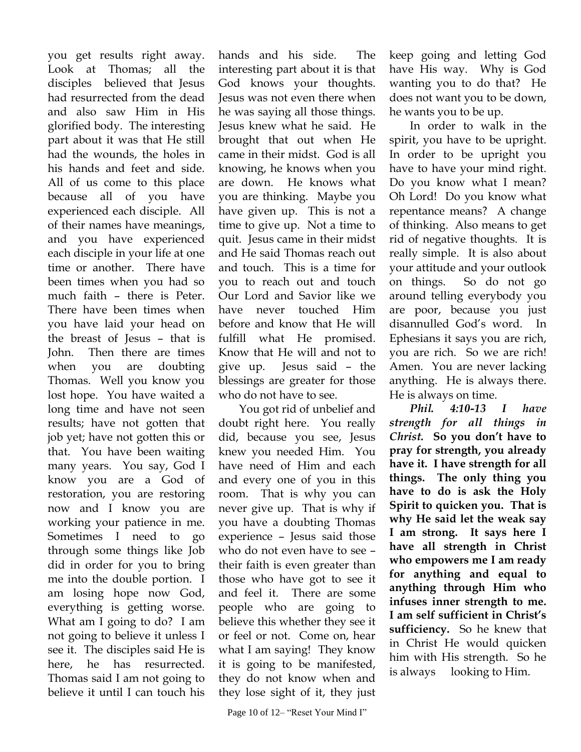you get results right away. Look at Thomas; all the disciples believed that Jesus had resurrected from the dead and also saw Him in His glorified body. The interesting part about it was that He still had the wounds, the holes in his hands and feet and side. All of us come to this place because all of you have experienced each disciple. All of their names have meanings, and you have experienced each disciple in your life at one time or another. There have been times when you had so much faith – there is Peter. There have been times when you have laid your head on the breast of Jesus – that is John. Then there are times when you are doubting Thomas. Well you know you lost hope. You have waited a long time and have not seen results; have not gotten that job yet; have not gotten this or that. You have been waiting many years. You say, God I know you are a God of restoration, you are restoring now and I know you are working your patience in me. Sometimes I need to go through some things like Job did in order for you to bring me into the double portion. I am losing hope now God, everything is getting worse. What am I going to do? I am not going to believe it unless I see it. The disciples said He is here, he has resurrected. Thomas said I am not going to believe it until I can touch his hands and his side. The interesting part about it is that God knows your thoughts. Jesus was not even there when he was saying all those things. Jesus knew what he said. He brought that out when He came in their midst. God is all knowing, he knows when you are down. He knows what you are thinking. Maybe you have given up. This is not a time to give up. Not a time to quit. Jesus came in their midst and He said Thomas reach out and touch. This is a time for you to reach out and touch Our Lord and Savior like we have never touched Him before and know that He will fulfill what He promised. Know that He will and not to give up. Jesus said – the blessings are greater for those who do not have to see.

You got rid of unbelief and doubt right here. You really did, because you see, Jesus knew you needed Him. You have need of Him and each and every one of you in this room. That is why you can never give up. That is why if you have a doubting Thomas experience – Jesus said those who do not even have to see – their faith is even greater than those who have got to see it and feel it. There are some people who are going to believe this whether they see it or feel or not. Come on, hear what I am saying! They know it is going to be manifested, they do not know when and they lose sight of it, they just keep going and letting God have His way. Why is God wanting you to do that? He does not want you to be down, he wants you to be up.

In order to walk in the spirit, you have to be upright. In order to be upright you have to have your mind right. Do you know what I mean? Oh Lord! Do you know what repentance means? A change of thinking. Also means to get rid of negative thoughts. It is really simple. It is also about your attitude and your outlook on things. So do not go around telling everybody you are poor, because you just disannulled God's word. In Ephesians it says you are rich, you are rich. So we are rich! Amen. You are never lacking anything. He is always there. He is always on time.

***Phil. 4:10-13 I have strength for all things in Christ.*** **So you don't have to pray for strength, you already have it. I have strength for all things. The only thing you have to do is ask the Holy Spirit to quicken you. That is why He said let the weak say I am strong. It says here I have all strength in Christ who empowers me I am ready for anything and equal to anything through Him who infuses inner strength to me. I am self sufficient in Christ's sufficiency.** So he knew that in Christ He would quicken him with His strength. So he is always looking to Him.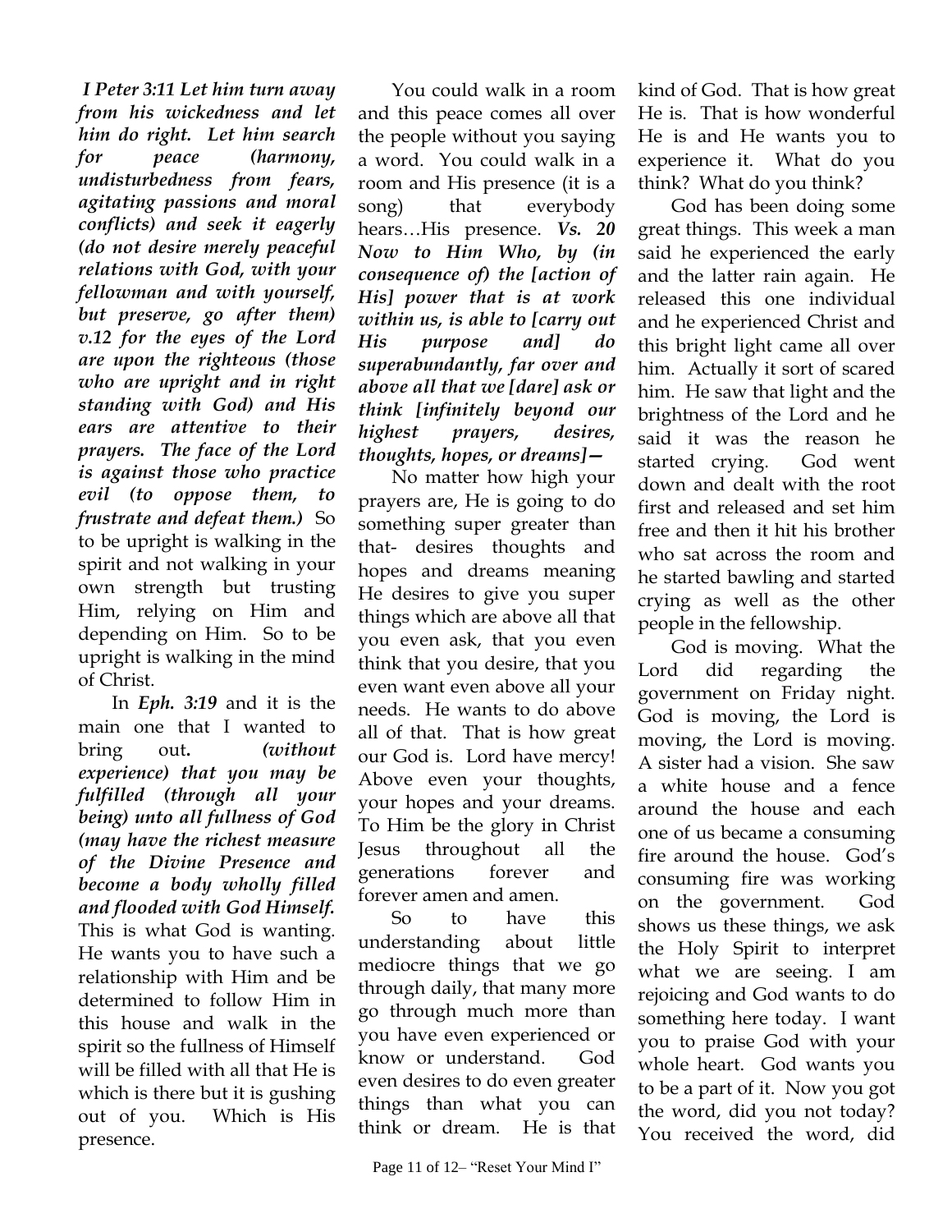***I Peter 3:11 Let him turn away from his wickedness and let him do right. Let him search for peace (harmony, undisturbedness from fears, agitating passions and moral conflicts) and seek it eagerly (do not desire merely peaceful relations with God, with your fellowman and with yourself, but preserve, go after them) v.12 for the eyes of the Lord are upon the righteous (those who are upright and in right standing with God) and His ears are attentive to their prayers. The face of the Lord is against those who practice evil (to oppose them, to frustrate and defeat them.)*** So to be upright is walking in the spirit and not walking in your own strength but trusting Him, relying on Him and depending on Him. So to be upright is walking in the mind of Christ.

In ***Eph. 3:19*** and it is the main one that I wanted to bring out**.** ***(without experience) that you may be fulfilled (through all your being) unto all fullness of God (may have the richest measure of the Divine Presence and become a body wholly filled and flooded with God Himself.*** This is what God is wanting. He wants you to have such a relationship with Him and be determined to follow Him in this house and walk in the spirit so the fullness of Himself will be filled with all that He is which is there but it is gushing out of you. Which is His presence.

You could walk in a room and this peace comes all over the people without you saying a word. You could walk in a room and His presence (it is a song) that everybody hears…His presence. ***Vs. 20 Now to Him Who, by (in consequence of) the [action of His] power that is at work within us, is able to [carry out His purpose and] do superabundantly, far over and above all that we [dare] ask or think [infinitely beyond our highest prayers, desires, thoughts, hopes, or dreams]—***

No matter how high your prayers are, He is going to do something super greater than that- desires thoughts and hopes and dreams meaning He desires to give you super things which are above all that you even ask, that you even think that you desire, that you even want even above all your needs. He wants to do above all of that. That is how great our God is. Lord have mercy! Above even your thoughts, your hopes and your dreams. To Him be the glory in Christ Jesus throughout all the generations forever and forever amen and amen.

So to have this understanding about little mediocre things that we go through daily, that many more go through much more than you have even experienced or know or understand. God even desires to do even greater things than what you can think or dream. He is that kind of God. That is how great He is. That is how wonderful He is and He wants you to experience it. What do you think? What do you think?

God has been doing some great things. This week a man said he experienced the early and the latter rain again. He released this one individual and he experienced Christ and this bright light came all over him. Actually it sort of scared him. He saw that light and the brightness of the Lord and he said it was the reason he started crying. God went down and dealt with the root first and released and set him free and then it hit his brother who sat across the room and he started bawling and started crying as well as the other people in the fellowship.

God is moving. What the Lord did regarding the government on Friday night. God is moving, the Lord is moving, the Lord is moving. A sister had a vision. She saw a white house and a fence around the house and each one of us became a consuming fire around the house. God's consuming fire was working on the government. God shows us these things, we ask the Holy Spirit to interpret what we are seeing. I am rejoicing and God wants to do something here today. I want you to praise God with your whole heart. God wants you to be a part of it. Now you got the word, did you not today? You received the word, did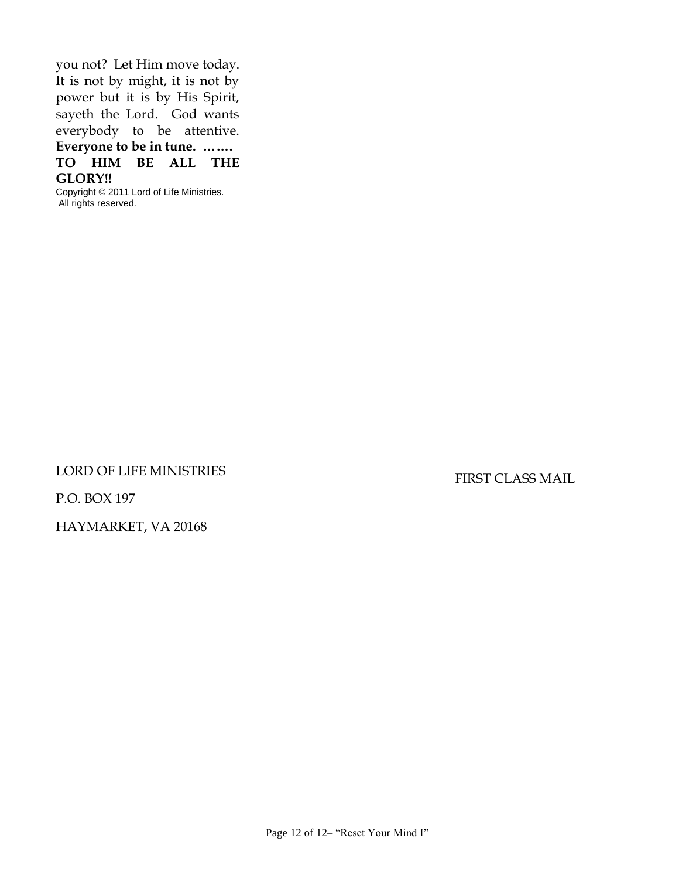you not? Let Him move today. It is not by might, it is not by power but it is by His Spirit, sayeth the Lord. God wants everybody to be attentive. **Everyone to be in tune. …….**
**TO HIM BE ALL THE GLORY!!**

Copyright © 2011 Lord of Life Ministries.
All rights reserved.

LORD OF LIFE MINISTRIES

P.O. BOX 197

HAYMARKET, VA 20168

FIRST CLASS MAIL